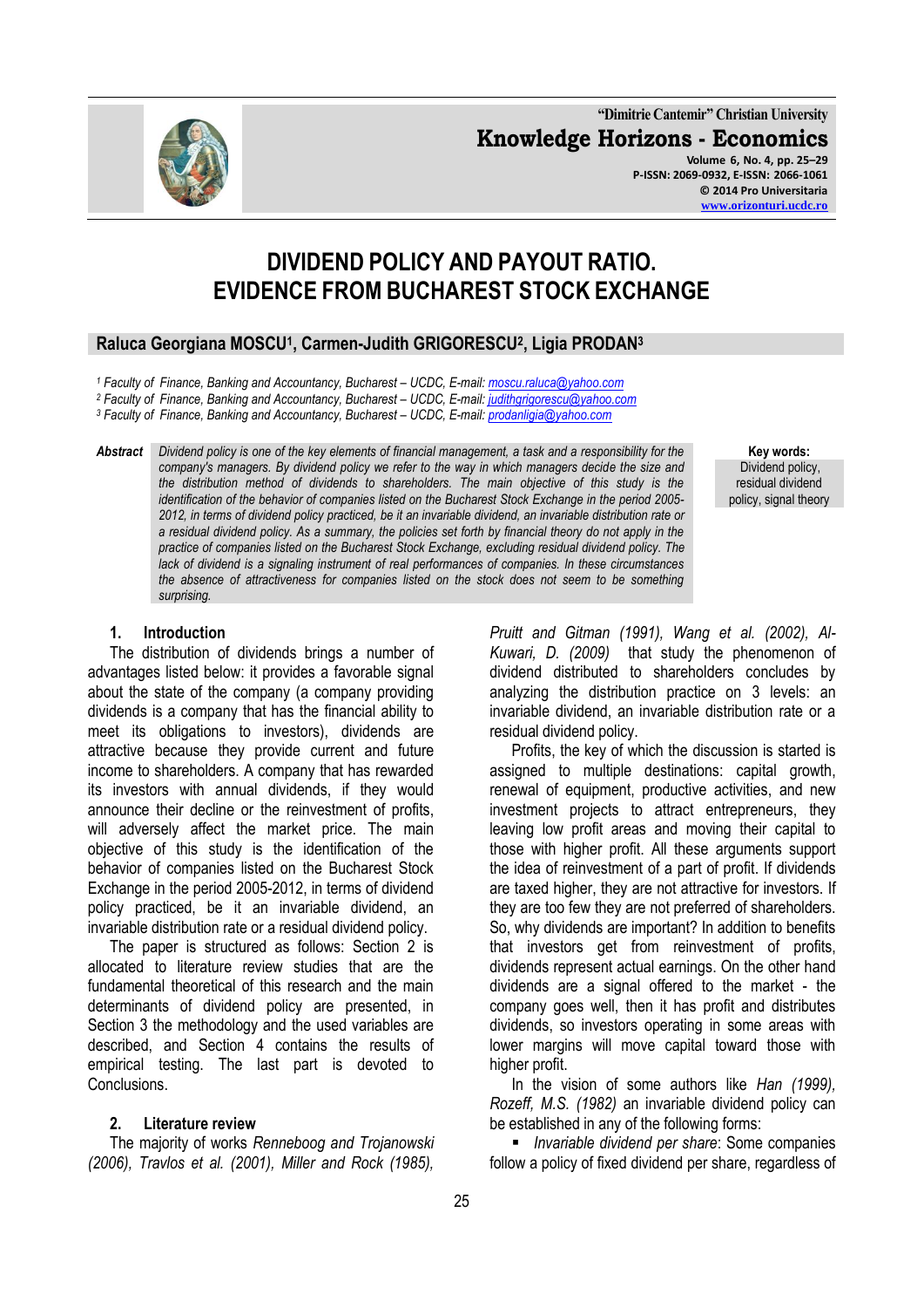# DIVIDEND POLICY AND PAYOUT RATIO. EVIDENCE FROM BUCHAREST STOCK EXCHANGE

**Raluca Georgiana MOSCU[1], Carmen-Judith GRIGORESCU[2], Ligia PRODAN[3]**

[1] Faculty of Finance, Banking and Accountancy, Bucharest – UCDC, E-mail: moscu.raluca@yahoo.com
[2] Faculty of Finance, Banking and Accountancy, Bucharest – UCDC, E-mail: judithgrigorescu@yahoo.com
[3] Faculty of Finance, Banking and Accountancy, Bucharest – UCDC, E-mail: prodanligia@yahoo.com

***Abstract*** *Dividend policy is one of the key elements of financial management, a task and a responsibility for the company's managers. By dividend policy we refer to the way in which managers decide the size and the distribution method of dividends to shareholders. The main objective of this study is the identification of the behavior of companies listed on the Bucharest Stock Exchange in the period 2005-2012, in terms of dividend policy practiced, be it an invariable dividend, an invariable distribution rate or a residual dividend policy. As a summary, the policies set forth by financial theory do not apply in the practice of companies listed on the Bucharest Stock Exchange, excluding residual dividend policy. The lack of dividend is a signaling instrument of real performances of companies. In these circumstances the absence of attractiveness for companies listed on the stock does not seem to be something surprising.*

**Key words:** Dividend policy, residual dividend policy, signal theory

## 1. Introduction

The distribution of dividends brings a number of advantages listed below: it provides a favorable signal about the state of the company (a company providing dividends is a company that has the financial ability to meet its obligations to investors), dividends are attractive because they provide current and future income to shareholders. A company that has rewarded its investors with annual dividends, if they would announce their decline or the reinvestment of profits, will adversely affect the market price. The main objective of this study is the identification of the behavior of companies listed on the Bucharest Stock Exchange in the period 2005-2012, in terms of dividend policy practiced, be it an invariable dividend, an invariable distribution rate or a residual dividend policy.

The paper is structured as follows: Section 2 is allocated to literature review studies that are the fundamental theoretical of this research and the main determinants of dividend policy are presented, in Section 3 the methodology and the used variables are described, and Section 4 contains the results of empirical testing. The last part is devoted to Conclusions.

## 2. Literature review

The majority of works *Renneboog and Trojanowski (2006), Travlos et al. (2001), Miller and Rock (1985), Pruitt and Gitman (1991), Wang et al. (2002), Al-Kuwari, D. (2009)* that study the phenomenon of dividend distributed to shareholders concludes by analyzing the distribution practice on 3 levels: an invariable dividend, an invariable distribution rate or a residual dividend policy.

Profits, the key of which the discussion is started is assigned to multiple destinations: capital growth, renewal of equipment, productive activities, and new investment projects to attract entrepreneurs, they leaving low profit areas and moving their capital to those with higher profit. All these arguments support the idea of reinvestment of a part of profit. If dividends are taxed higher, they are not attractive for investors. If they are too few they are not preferred of shareholders. So, why dividends are important? In addition to benefits that investors get from reinvestment of profits, dividends represent actual earnings. On the other hand dividends are a signal offered to the market - the company goes well, then it has profit and distributes dividends, so investors operating in some areas with lower margins will move capital toward those with higher profit.

In the vision of some authors like *Han (1999), Rozeff, M.S. (1982)* an invariable dividend policy can be established in any of the following forms:

- *Invariable dividend per share*: Some companies follow a policy of fixed dividend per share, regardless of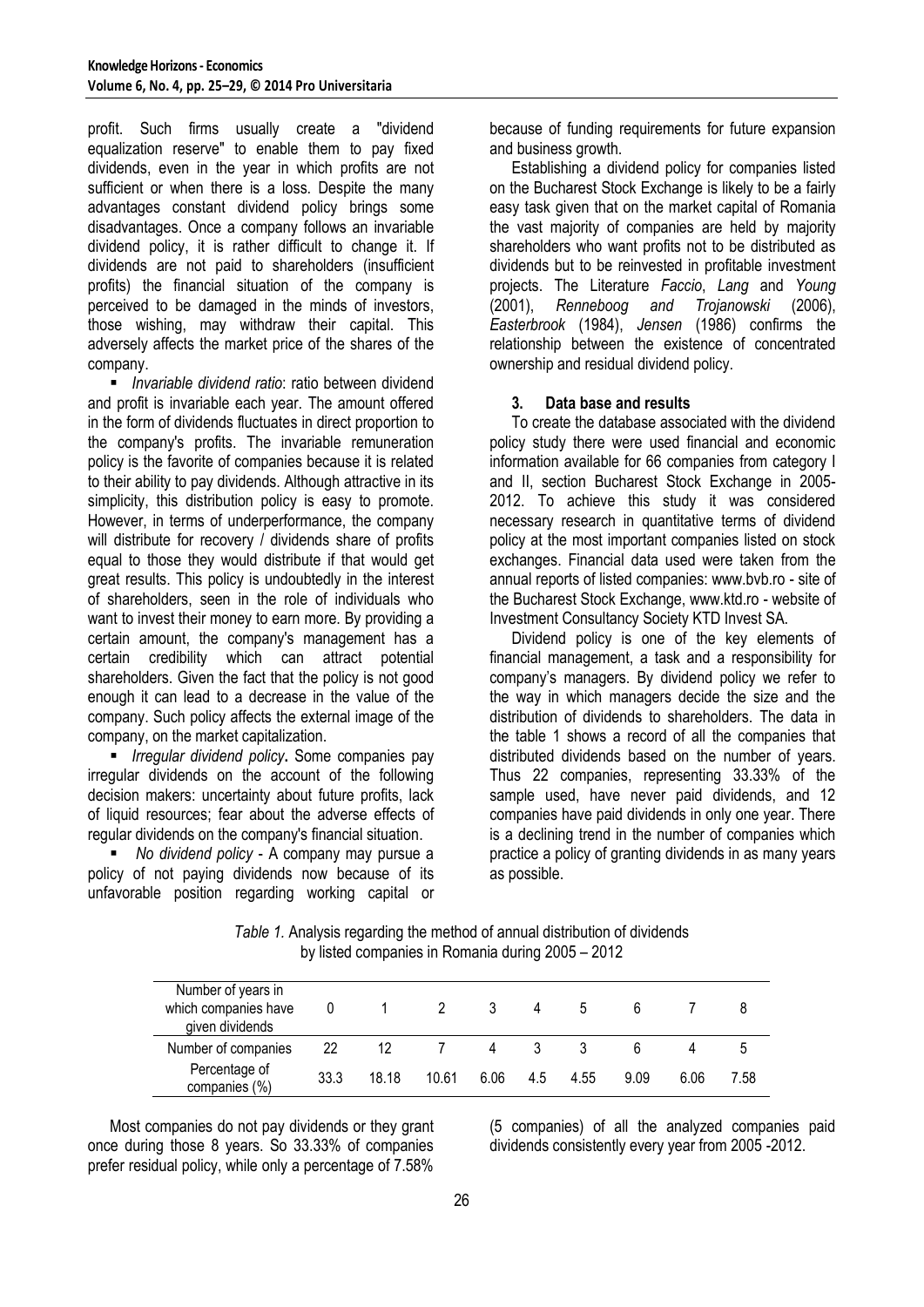profit. Such firms usually create a "dividend equalization reserve" to enable them to pay fixed dividends, even in the year in which profits are not sufficient or when there is a loss. Despite the many advantages constant dividend policy brings some disadvantages. Once a company follows an invariable dividend policy, it is rather difficult to change it. If dividends are not paid to shareholders (insufficient profits) the financial situation of the company is perceived to be damaged in the minds of investors, those wishing, may withdraw their capital. This adversely affects the market price of the shares of the company.

- *Invariable dividend ratio*: ratio between dividend and profit is invariable each year. The amount offered in the form of dividends fluctuates in direct proportion to the company's profits. The invariable remuneration policy is the favorite of companies because it is related to their ability to pay dividends. Although attractive in its simplicity, this distribution policy is easy to promote. However, in terms of underperformance, the company will distribute for recovery / dividends share of profits equal to those they would distribute if that would get great results. This policy is undoubtedly in the interest of shareholders, seen in the role of individuals who want to invest their money to earn more. By providing a certain amount, the company's management has a certain credibility which can attract potential shareholders. Given the fact that the policy is not good enough it can lead to a decrease in the value of the company. Such policy affects the external image of the company, on the market capitalization.
- *Irregular dividend policy*. Some companies pay irregular dividends on the account of the following decision makers: uncertainty about future profits, lack of liquid resources; fear about the adverse effects of regular dividends on the company's financial situation.
- *No dividend policy* - A company may pursue a policy of not paying dividends now because of its unfavorable position regarding working capital or because of funding requirements for future expansion and business growth.

Establishing a dividend policy for companies listed on the Bucharest Stock Exchange is likely to be a fairly easy task given that on the market capital of Romania the vast majority of companies are held by majority shareholders who want profits not to be distributed as dividends but to be reinvested in profitable investment projects. The Literature *Faccio*, *Lang* and *Young* (2001), *Renneboog and Trojanowski* (2006), *Easterbrook* (1984), *Jensen* (1986) confirms the relationship between the existence of concentrated ownership and residual dividend policy.

## 3. Data base and results

To create the database associated with the dividend policy study there were used financial and economic information available for 66 companies from category I and II, section Bucharest Stock Exchange in 2005-2012. To achieve this study it was considered necessary research in quantitative terms of dividend policy at the most important companies listed on stock exchanges. Financial data used were taken from the annual reports of listed companies: www.bvb.ro - site of the Bucharest Stock Exchange, www.ktd.ro - website of Investment Consultancy Society KTD Invest SA.

Dividend policy is one of the key elements of financial management, a task and a responsibility for company's managers. By dividend policy we refer to the way in which managers decide the size and the distribution of dividends to shareholders. The data in the table 1 shows a record of all the companies that distributed dividends based on the number of years. Thus 22 companies, representing 33.33% of the sample used, have never paid dividends, and 12 companies have paid dividends in only one year. There is a declining trend in the number of companies which practice a policy of granting dividends in as many years as possible.

*Table 1.* Analysis regarding the method of annual distribution of dividends by listed companies in Romania during 2005 – 2012

| Number of years in which companies have given dividends | 0 | 1 | 2 | 3 | 4 | 5 | 6 | 7 | 8 |
|---|---|---|---|---|---|---|---|---|---|
| Number of companies | 22 | 12 | 7 | 4 | 3 | 3 | 6 | 4 | 5 |
| Percentage of companies (%) | 33.3 | 18.18 | 10.61 | 6.06 | 4.5 | 4.55 | 9.09 | 6.06 | 7.58 |

Most companies do not pay dividends or they grant once during those 8 years. So 33.33% of companies prefer residual policy, while only a percentage of 7.58% (5 companies) of all the analyzed companies paid dividends consistently every year from 2005 -2012.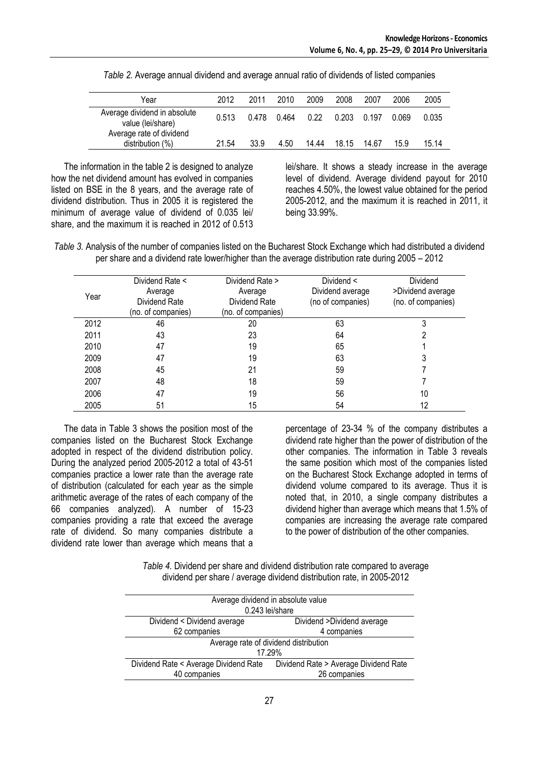*Table 2.* Average annual dividend and average annual ratio of dividends of listed companies

| Year | 2012 | 2011 | 2010 | 2009 | 2008 | 2007 | 2006 | 2005 |
|---|---|---|---|---|---|---|---|---|
| Average dividend in absolute value (lei/share) | 0.513 | 0.478 | 0.464 | 0.22 | 0.203 | 0.197 | 0.069 | 0.035 |
| Average rate of dividend distribution (%) | 21.54 | 33.9 | 4.50 | 14.44 | 18.15 | 14.67 | 15.9 | 15.14 |

The information in the table 2 is designed to analyze how the net dividend amount has evolved in companies listed on BSE in the 8 years, and the average rate of dividend distribution. Thus in 2005 it is registered the minimum of average value of dividend of 0.035 lei/ share, and the maximum it is reached in 2012 of 0.513 lei/share. It shows a steady increase in the average level of dividend. Average dividend payout for 2010 reaches 4.50%, the lowest value obtained for the period 2005-2012, and the maximum it is reached in 2011, it being 33.99%.

*Table 3.* Analysis of the number of companies listed on the Bucharest Stock Exchange which had distributed a dividend per share and a dividend rate lower/higher than the average distribution rate during 2005 – 2012

| Year | Dividend Rate < Average Dividend Rate (no. of companies) | Dividend Rate > Average Dividend Rate (no. of companies) | Dividend < Dividend average (no of companies) | Dividend >Dividend average (no. of companies) |
|---|---|---|---|---|
| 2012 | 46 | 20 | 63 | 3 |
| 2011 | 43 | 23 | 64 | 2 |
| 2010 | 47 | 19 | 65 | 1 |
| 2009 | 47 | 19 | 63 | 3 |
| 2008 | 45 | 21 | 59 | 7 |
| 2007 | 48 | 18 | 59 | 7 |
| 2006 | 47 | 19 | 56 | 10 |
| 2005 | 51 | 15 | 54 | 12 |

The data in Table 3 shows the position most of the companies listed on the Bucharest Stock Exchange adopted in respect of the dividend distribution policy. During the analyzed period 2005-2012 a total of 43-51 companies practice a lower rate than the average rate of distribution (calculated for each year as the simple arithmetic average of the rates of each company of the 66 companies analyzed). A number of 15-23 companies providing a rate that exceed the average rate of dividend. So many companies distribute a dividend rate lower than average which means that a percentage of 23-34 % of the company distributes a dividend rate higher than the power of distribution of the other companies. The information in Table 3 reveals the same position which most of the companies listed on the Bucharest Stock Exchange adopted in terms of dividend volume compared to its average. Thus it is noted that, in 2010, a single company distributes a dividend higher than average which means that 1.5% of companies are increasing the average rate compared to the power of distribution of the other companies.

*Table 4.* Dividend per share and dividend distribution rate compared to average dividend per share / average dividend distribution rate, in 2005-2012

| Average dividend in absolute value 0.243 lei/share | |
|---|---|
| Dividend < Dividend average | Dividend >Dividend average |
| 62 companies | 4 companies |
| **Average rate of dividend distribution 17.29%** | |
| Dividend Rate < Average Dividend Rate | Dividend Rate > Average Dividend Rate |
| 40 companies | 26 companies |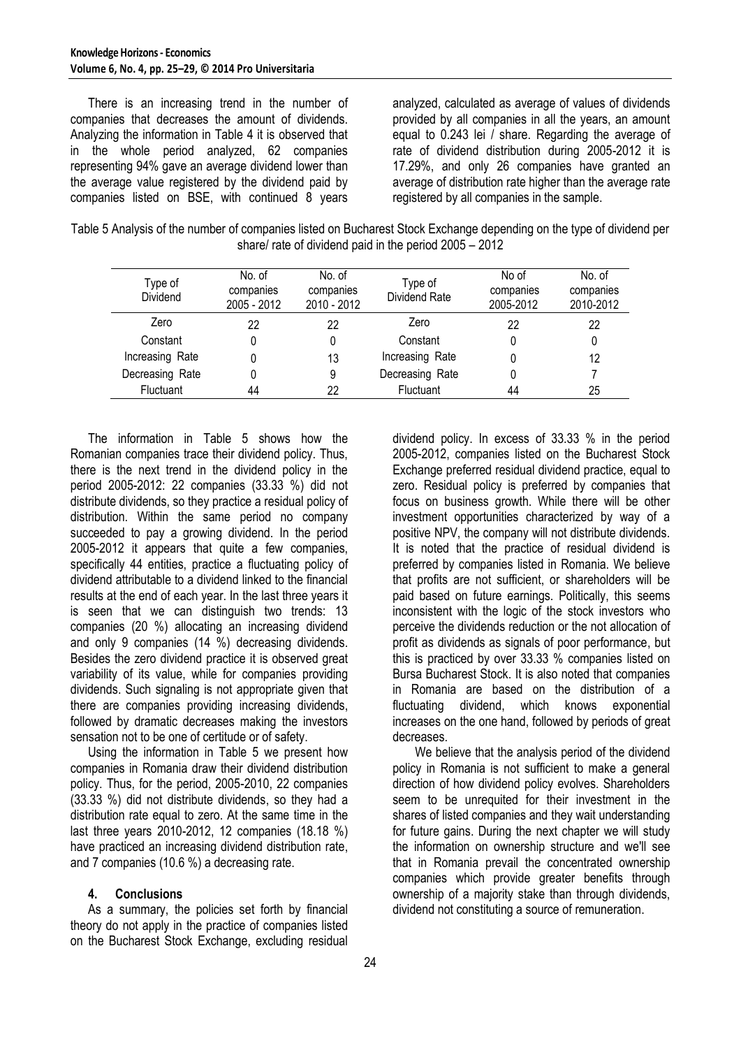There is an increasing trend in the number of companies that decreases the amount of dividends. Analyzing the information in Table 4 it is observed that in the whole period analyzed, 62 companies representing 94% gave an average dividend lower than the average value registered by the dividend paid by companies listed on BSE, with continued 8 years analyzed, calculated as average of values of dividends provided by all companies in all the years, an amount equal to 0.243 lei / share. Regarding the average of rate of dividend distribution during 2005-2012 it is 17.29%, and only 26 companies have granted an average of distribution rate higher than the average rate registered by all companies in the sample.

Table 5 Analysis of the number of companies listed on Bucharest Stock Exchange depending on the type of dividend per share/ rate of dividend paid in the period 2005 – 2012

| Type of Dividend | No. of companies 2005 - 2012 | No. of companies 2010 - 2012 | Type of Dividend Rate | No of companies 2005-2012 | No. of companies 2010-2012 |
|---|---|---|---|---|---|
| Zero | 22 | 22 | Zero | 22 | 22 |
| Constant | 0 | 0 | Constant | 0 | 0 |
| Increasing Rate | 0 | 13 | Increasing Rate | 0 | 12 |
| Decreasing Rate | 0 | 9 | Decreasing Rate | 0 | 7 |
| Fluctuant | 44 | 22 | Fluctuant | 44 | 25 |

The information in Table 5 shows how the Romanian companies trace their dividend policy. Thus, there is the next trend in the dividend policy in the period 2005-2012: 22 companies (33.33 %) did not distribute dividends, so they practice a residual policy of distribution. Within the same period no company succeeded to pay a growing dividend. In the period 2005-2012 it appears that quite a few companies, specifically 44 entities, practice a fluctuating policy of dividend attributable to a dividend linked to the financial results at the end of each year. In the last three years it is seen that we can distinguish two trends: 13 companies (20 %) allocating an increasing dividend and only 9 companies (14 %) decreasing dividends. Besides the zero dividend practice it is observed great variability of its value, while for companies providing dividends. Such signaling is not appropriate given that there are companies providing increasing dividends, followed by dramatic decreases making the investors sensation not to be one of certitude or of safety.

Using the information in Table 5 we present how companies in Romania draw their dividend distribution policy. Thus, for the period, 2005-2010, 22 companies (33.33 %) did not distribute dividends, so they had a distribution rate equal to zero. At the same time in the last three years 2010-2012, 12 companies (18.18 %) have practiced an increasing dividend distribution rate, and 7 companies (10.6 %) a decreasing rate.

## 4. Conclusions

As a summary, the policies set forth by financial theory do not apply in the practice of companies listed on the Bucharest Stock Exchange, excluding residual dividend policy. In excess of 33.33 % in the period 2005-2012, companies listed on the Bucharest Stock Exchange preferred residual dividend practice, equal to zero. Residual policy is preferred by companies that focus on business growth. While there will be other investment opportunities characterized by way of a positive NPV, the company will not distribute dividends. It is noted that the practice of residual dividend is preferred by companies listed in Romania. We believe that profits are not sufficient, or shareholders will be paid based on future earnings. Politically, this seems inconsistent with the logic of the stock investors who perceive the dividends reduction or the not allocation of profit as dividends as signals of poor performance, but this is practiced by over 33.33 % companies listed on Bursa Bucharest Stock. It is also noted that companies in Romania are based on the distribution of a fluctuating dividend, which knows exponential increases on the one hand, followed by periods of great decreases.

We believe that the analysis period of the dividend policy in Romania is not sufficient to make a general direction of how dividend policy evolves. Shareholders seem to be unrequited for their investment in the shares of listed companies and they wait understanding for future gains. During the next chapter we will study the information on ownership structure and we'll see that in Romania prevail the concentrated ownership companies which provide greater benefits through ownership of a majority stake than through dividends, dividend not constituting a source of remuneration.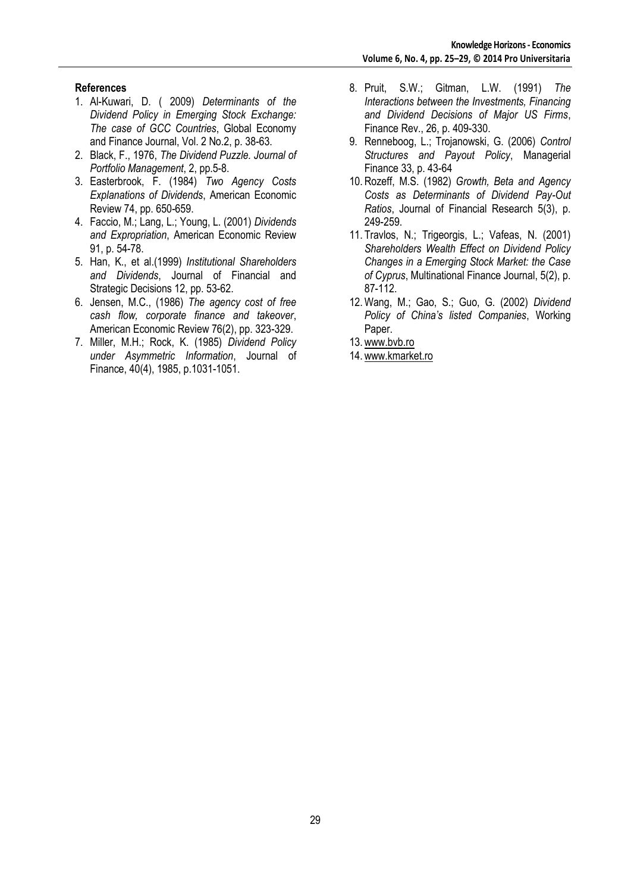**References**

1. Al-Kuwari, D. ( 2009) *Determinants of the Dividend Policy in Emerging Stock Exchange: The case of GCC Countries*, Global Economy and Finance Journal, Vol. 2 No.2, p. 38-63.
2. Black, F., 1976, *The Dividend Puzzle. Journal of Portfolio Management*, 2, pp.5-8.
3. Easterbrook, F. (1984) *Two Agency Costs Explanations of Dividends*, American Economic Review 74, pp. 650-659.
4. Faccio, M.; Lang, L.; Young, L. (2001) *Dividends and Expropriation*, American Economic Review 91, p. 54-78.
5. Han, K., et al.(1999) *Institutional Shareholders and Dividends*, Journal of Financial and Strategic Decisions 12, pp. 53-62.
6. Jensen, M.C., (1986) *The agency cost of free cash flow, corporate finance and takeover*, American Economic Review 76(2), pp. 323-329.
7. Miller, M.H.; Rock, K. (1985) *Dividend Policy under Asymmetric Information*, Journal of Finance, 40(4), 1985, p.1031-1051.
8. Pruit, S.W.; Gitman, L.W. (1991) *The Interactions between the Investments, Financing and Dividend Decisions of Major US Firms*, Finance Rev., 26, p. 409-330.
9. Renneboog, L.; Trojanowski, G. (2006) *Control Structures and Payout Policy*, Managerial Finance 33, p. 43-64
10. Rozeff, M.S. (1982) *Growth, Beta and Agency Costs as Determinants of Dividend Pay-Out Ratios*, Journal of Financial Research 5(3), p. 249-259.
11. Travlos, N.; Trigeorgis, L.; Vafeas, N. (2001) *Shareholders Wealth Effect on Dividend Policy Changes in a Emerging Stock Market: the Case of Cyprus*, Multinational Finance Journal, 5(2), p. 87-112.
12. Wang, M.; Gao, S.; Guo, G. (2002) *Dividend Policy of China's listed Companies*, Working Paper.
13. www.bvb.ro
14. www.kmarket.ro